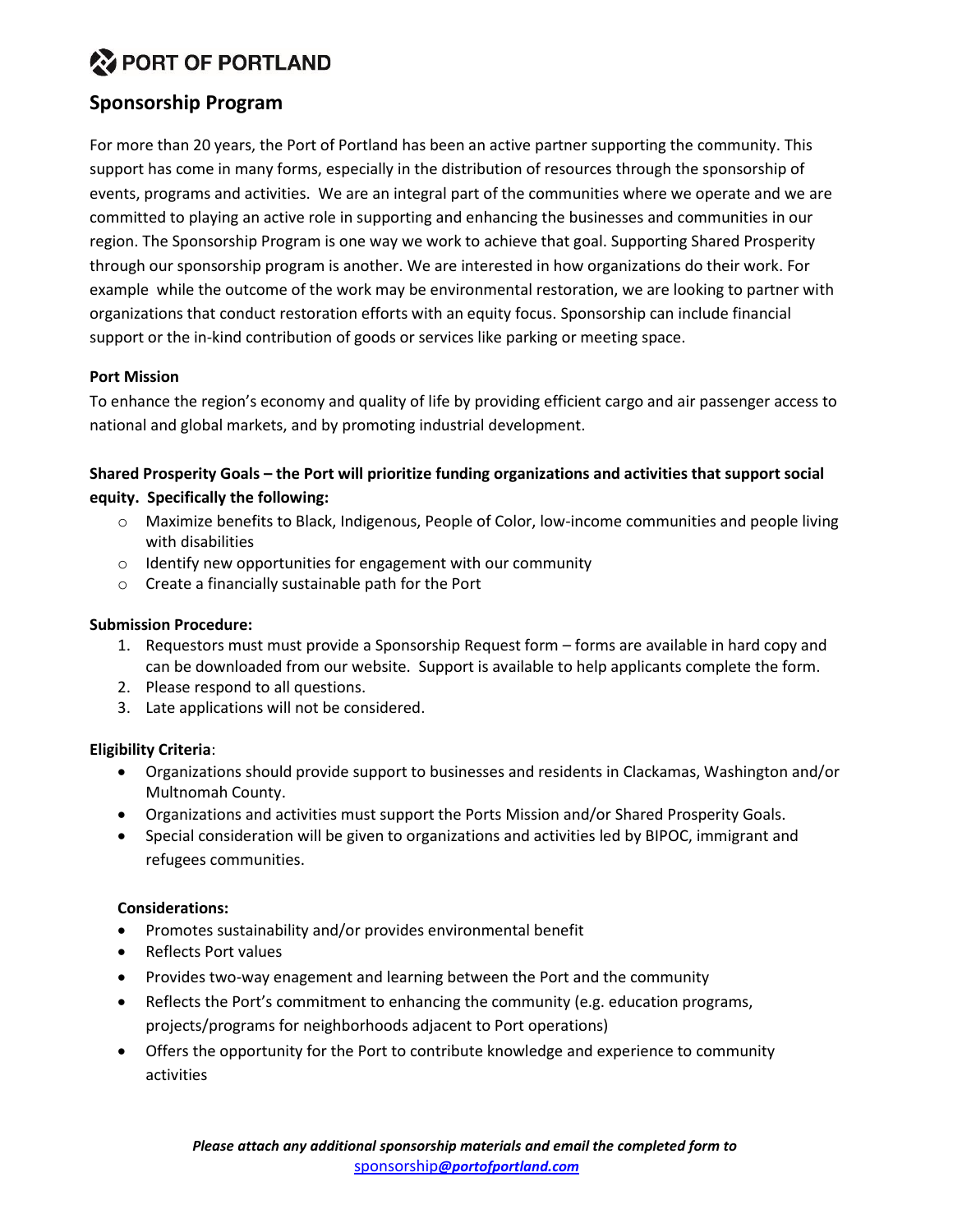# PORT OF PORTLAND

## Sponsorship Program

For more than 20 years, the Port of Portland has been an active partner supporting the community. This support has come in many forms, especially in the distribution of resources through the sponsorship of events, programs and activities. We are an integral part of the communities where we operate and we are committed to playing an active role in supporting and enhancing the businesses and communities in our region. The Sponsorship Program is one way we work to achieve that goal. Supporting Shared Prosperity through our sponsorship program is another. We are interested in how organizations do their work. For example while the outcome of the work may be environmental restoration, we are looking to partner with organizations that conduct restoration efforts with an equity focus. Sponsorship can include financial support or the in-kind contribution of goods or services like parking or meeting space.

**Port Mission**

To enhance the region's economy and quality of life by providing efficient cargo and air passenger access to national and global markets, and by promoting industrial development.

**Shared Prosperity Goals – the Port will prioritize funding organizations and activities that support social equity. Specifically the following:**

- Maximize benefits to Black, Indigenous, People of Color, low-income communities and people living with disabilities
- Identify new opportunities for engagement with our community
- Create a financially sustainable path for the Port

**Submission Procedure:**

1. Requestors must must provide a Sponsorship Request form – forms are available in hard copy and can be downloaded from our website. Support is available to help applicants complete the form.
2. Please respond to all questions.
3. Late applications will not be considered.

**Eligibility Criteria**:

- Organizations should provide support to businesses and residents in Clackamas, Washington and/or Multnomah County.
- Organizations and activities must support the Ports Mission and/or Shared Prosperity Goals.
- Special consideration will be given to organizations and activities led by BIPOC, immigrant and refugees communities.

**Considerations:**

- Promotes sustainability and/or provides environmental benefit
- Reflects Port values
- Provides two-way enagement and learning between the Port and the community
- Reflects the Port's commitment to enhancing the community (e.g. education programs, projects/programs for neighborhoods adjacent to Port operations)
- Offers the opportunity for the Port to contribute knowledge and experience to community activities

***Please attach any additional sponsorship materials and email the completed form to*** sponsorship***@portofportland.com***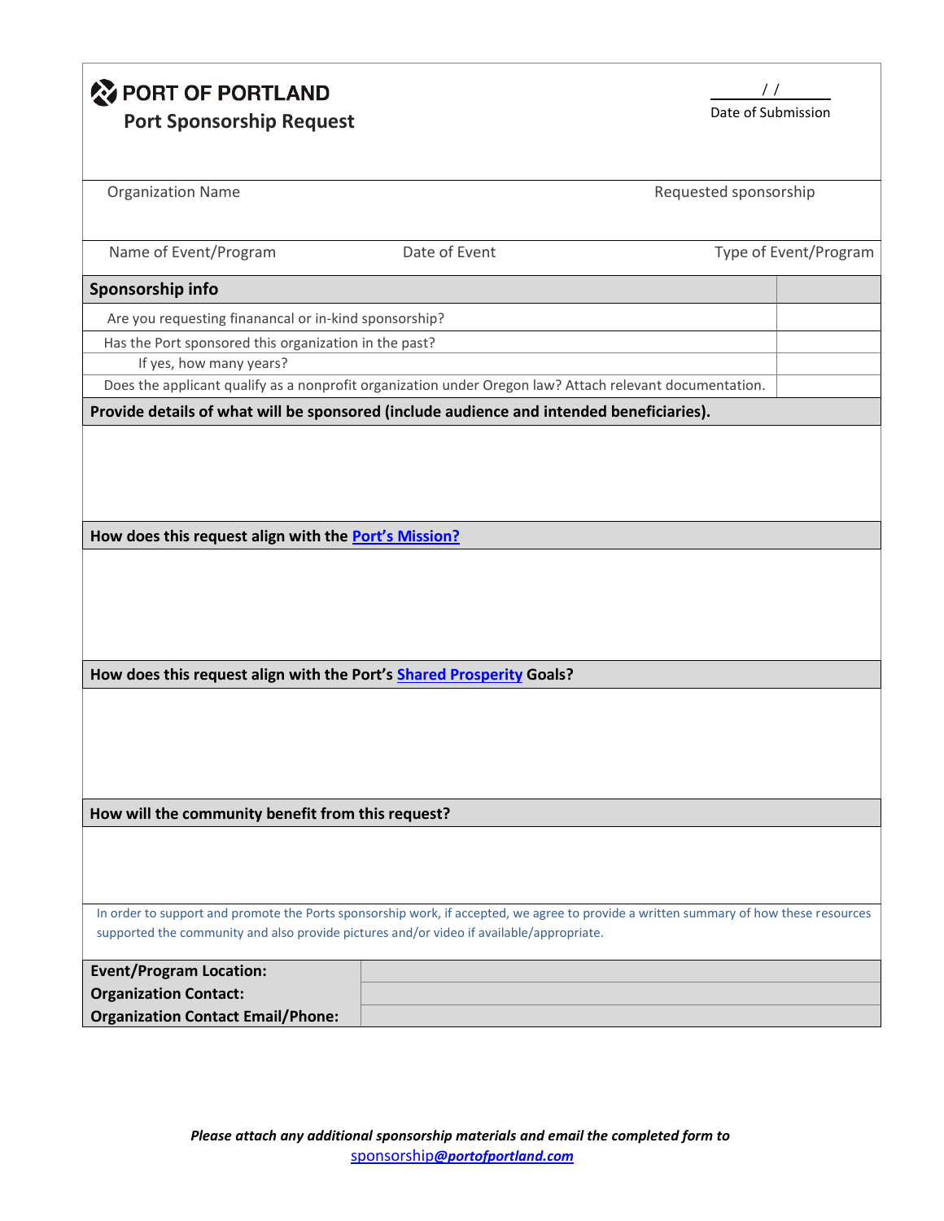# PORT OF PORTLAND

## Port Sponsorship Request

/ /
Date of Submission

| Organization Name | | Requested sponsorship |
|---|---|---|
| Name of Event/Program | Date of Event | Type of Event/Program |

| Sponsorship info | |
|---|---|
| Are you requesting finanancal or in-kind sponsorship? | |
| Has the Port sponsored this organization in the past? | |
| If yes, how many years? | |
| Does the applicant qualify as a nonprofit organization under Oregon law? Attach relevant documentation. | |

**Provide details of what will be sponsored (include audience and intended beneficiaries).**

**How does this request align with the Port's Mission?**

**How does this request align with the Port's Shared Prosperity Goals?**

**How will the community benefit from this request?**

In order to support and promote the Ports sponsorship work, if accepted, we agree to provide a written summary of how these resources supported the community and also provide pictures and/or video if available/appropriate.

| | |
|---|---|
| **Event/Program Location:** | |
| **Organization Contact:** | |
| **Organization Contact Email/Phone:** | |

***Please attach any additional sponsorship materials and email the completed form to*** sponsorship***@portofportland.com***